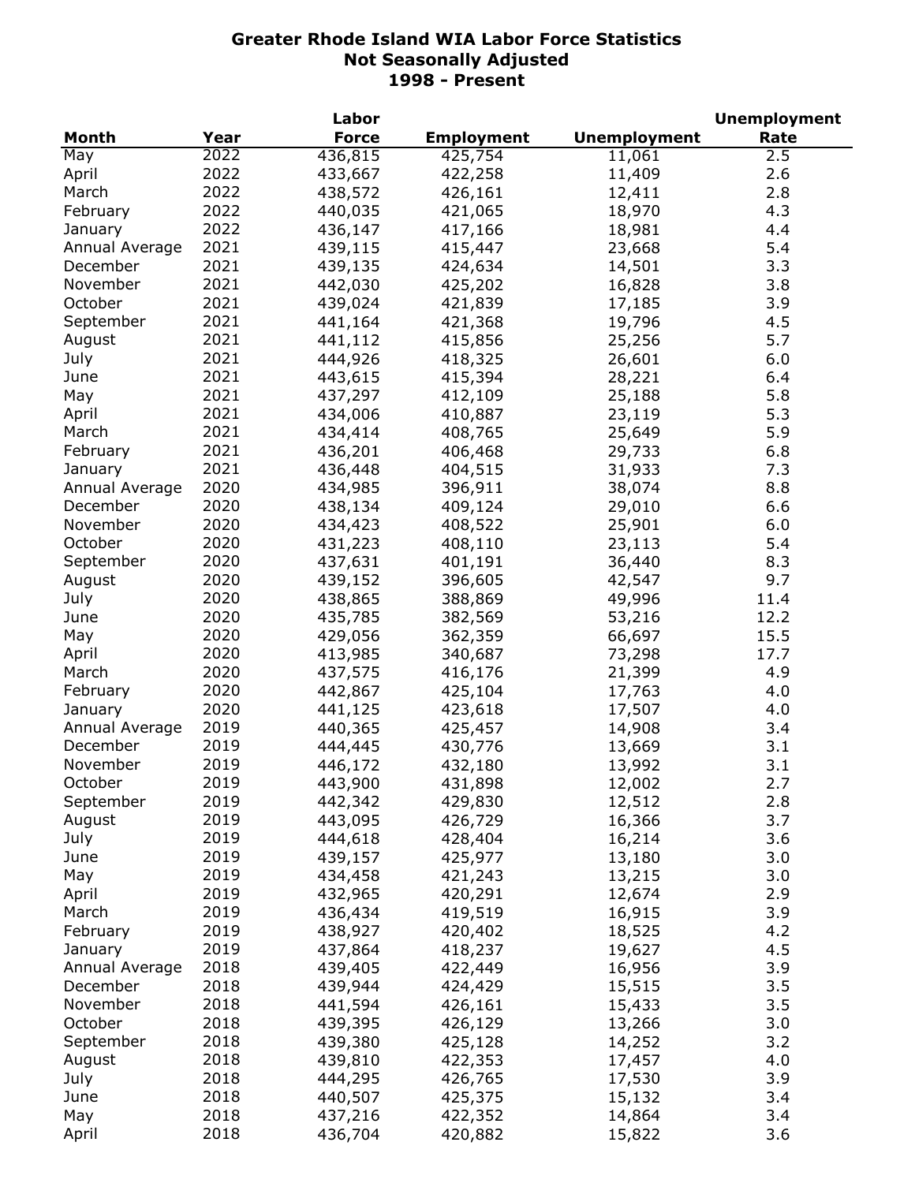# Greater Rhode Island WIA Labor Force Statistics
## Not Seasonally Adjusted
## 1998 - Present

| Month | Year | Labor Force | Employment | Unemployment | Unemployment Rate |
|---|---|---|---|---|---|
| May | 2022 | 436,815 | 425,754 | 11,061 | 2.5 |
| April | 2022 | 433,667 | 422,258 | 11,409 | 2.6 |
| March | 2022 | 438,572 | 426,161 | 12,411 | 2.8 |
| February | 2022 | 440,035 | 421,065 | 18,970 | 4.3 |
| January | 2022 | 436,147 | 417,166 | 18,981 | 4.4 |
| Annual Average | 2021 | 439,115 | 415,447 | 23,668 | 5.4 |
| December | 2021 | 439,135 | 424,634 | 14,501 | 3.3 |
| November | 2021 | 442,030 | 425,202 | 16,828 | 3.8 |
| October | 2021 | 439,024 | 421,839 | 17,185 | 3.9 |
| September | 2021 | 441,164 | 421,368 | 19,796 | 4.5 |
| August | 2021 | 441,112 | 415,856 | 25,256 | 5.7 |
| July | 2021 | 444,926 | 418,325 | 26,601 | 6.0 |
| June | 2021 | 443,615 | 415,394 | 28,221 | 6.4 |
| May | 2021 | 437,297 | 412,109 | 25,188 | 5.8 |
| April | 2021 | 434,006 | 410,887 | 23,119 | 5.3 |
| March | 2021 | 434,414 | 408,765 | 25,649 | 5.9 |
| February | 2021 | 436,201 | 406,468 | 29,733 | 6.8 |
| January | 2021 | 436,448 | 404,515 | 31,933 | 7.3 |
| Annual Average | 2020 | 434,985 | 396,911 | 38,074 | 8.8 |
| December | 2020 | 438,134 | 409,124 | 29,010 | 6.6 |
| November | 2020 | 434,423 | 408,522 | 25,901 | 6.0 |
| October | 2020 | 431,223 | 408,110 | 23,113 | 5.4 |
| September | 2020 | 437,631 | 401,191 | 36,440 | 8.3 |
| August | 2020 | 439,152 | 396,605 | 42,547 | 9.7 |
| July | 2020 | 438,865 | 388,869 | 49,996 | 11.4 |
| June | 2020 | 435,785 | 382,569 | 53,216 | 12.2 |
| May | 2020 | 429,056 | 362,359 | 66,697 | 15.5 |
| April | 2020 | 413,985 | 340,687 | 73,298 | 17.7 |
| March | 2020 | 437,575 | 416,176 | 21,399 | 4.9 |
| February | 2020 | 442,867 | 425,104 | 17,763 | 4.0 |
| January | 2020 | 441,125 | 423,618 | 17,507 | 4.0 |
| Annual Average | 2019 | 440,365 | 425,457 | 14,908 | 3.4 |
| December | 2019 | 444,445 | 430,776 | 13,669 | 3.1 |
| November | 2019 | 446,172 | 432,180 | 13,992 | 3.1 |
| October | 2019 | 443,900 | 431,898 | 12,002 | 2.7 |
| September | 2019 | 442,342 | 429,830 | 12,512 | 2.8 |
| August | 2019 | 443,095 | 426,729 | 16,366 | 3.7 |
| July | 2019 | 444,618 | 428,404 | 16,214 | 3.6 |
| June | 2019 | 439,157 | 425,977 | 13,180 | 3.0 |
| May | 2019 | 434,458 | 421,243 | 13,215 | 3.0 |
| April | 2019 | 432,965 | 420,291 | 12,674 | 2.9 |
| March | 2019 | 436,434 | 419,519 | 16,915 | 3.9 |
| February | 2019 | 438,927 | 420,402 | 18,525 | 4.2 |
| January | 2019 | 437,864 | 418,237 | 19,627 | 4.5 |
| Annual Average | 2018 | 439,405 | 422,449 | 16,956 | 3.9 |
| December | 2018 | 439,944 | 424,429 | 15,515 | 3.5 |
| November | 2018 | 441,594 | 426,161 | 15,433 | 3.5 |
| October | 2018 | 439,395 | 426,129 | 13,266 | 3.0 |
| September | 2018 | 439,380 | 425,128 | 14,252 | 3.2 |
| August | 2018 | 439,810 | 422,353 | 17,457 | 4.0 |
| July | 2018 | 444,295 | 426,765 | 17,530 | 3.9 |
| June | 2018 | 440,507 | 425,375 | 15,132 | 3.4 |
| May | 2018 | 437,216 | 422,352 | 14,864 | 3.4 |
| April | 2018 | 436,704 | 420,882 | 15,822 | 3.6 |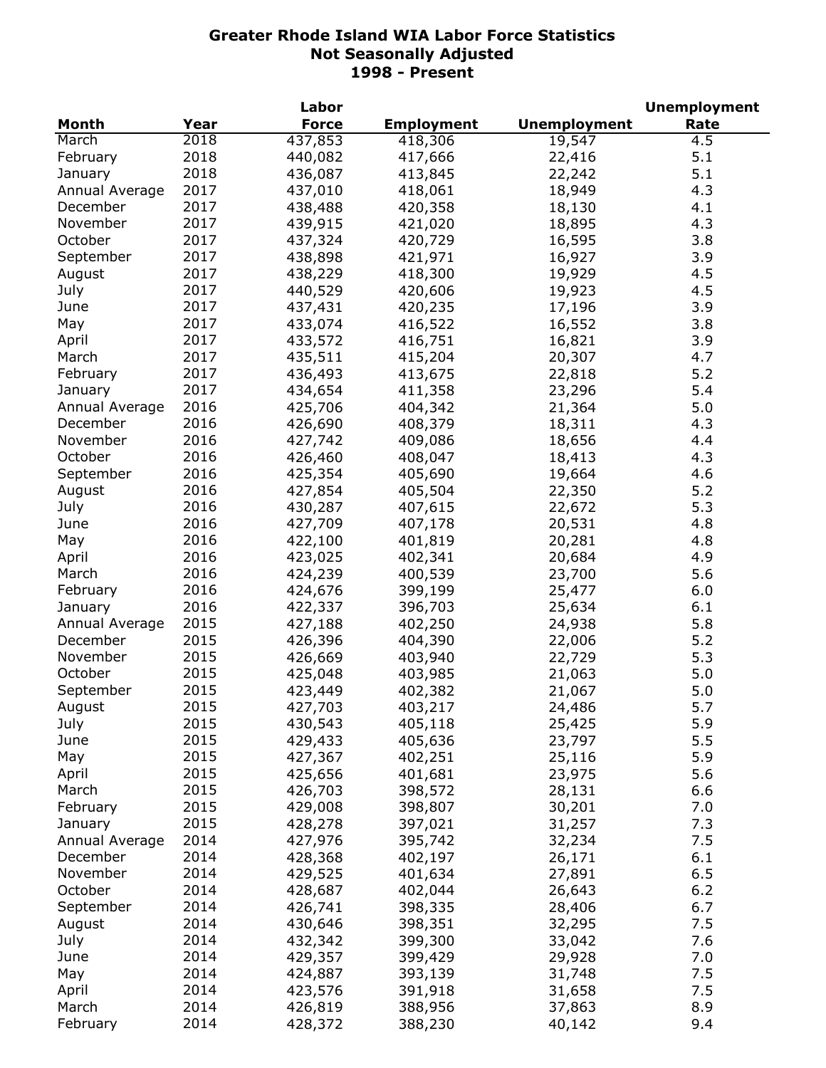**Greater Rhode Island WIA Labor Force Statistics**
**Not Seasonally Adjusted**
**1998 - Present**

| Month | Year | Labor Force | Employment | Unemployment | Unemployment Rate |
|---|---|---|---|---|---|
| March | 2018 | 437,853 | 418,306 | 19,547 | 4.5 |
| February | 2018 | 440,082 | 417,666 | 22,416 | 5.1 |
| January | 2018 | 436,087 | 413,845 | 22,242 | 5.1 |
| Annual Average | 2017 | 437,010 | 418,061 | 18,949 | 4.3 |
| December | 2017 | 438,488 | 420,358 | 18,130 | 4.1 |
| November | 2017 | 439,915 | 421,020 | 18,895 | 4.3 |
| October | 2017 | 437,324 | 420,729 | 16,595 | 3.8 |
| September | 2017 | 438,898 | 421,971 | 16,927 | 3.9 |
| August | 2017 | 438,229 | 418,300 | 19,929 | 4.5 |
| July | 2017 | 440,529 | 420,606 | 19,923 | 4.5 |
| June | 2017 | 437,431 | 420,235 | 17,196 | 3.9 |
| May | 2017 | 433,074 | 416,522 | 16,552 | 3.8 |
| April | 2017 | 433,572 | 416,751 | 16,821 | 3.9 |
| March | 2017 | 435,511 | 415,204 | 20,307 | 4.7 |
| February | 2017 | 436,493 | 413,675 | 22,818 | 5.2 |
| January | 2017 | 434,654 | 411,358 | 23,296 | 5.4 |
| Annual Average | 2016 | 425,706 | 404,342 | 21,364 | 5.0 |
| December | 2016 | 426,690 | 408,379 | 18,311 | 4.3 |
| November | 2016 | 427,742 | 409,086 | 18,656 | 4.4 |
| October | 2016 | 426,460 | 408,047 | 18,413 | 4.3 |
| September | 2016 | 425,354 | 405,690 | 19,664 | 4.6 |
| August | 2016 | 427,854 | 405,504 | 22,350 | 5.2 |
| July | 2016 | 430,287 | 407,615 | 22,672 | 5.3 |
| June | 2016 | 427,709 | 407,178 | 20,531 | 4.8 |
| May | 2016 | 422,100 | 401,819 | 20,281 | 4.8 |
| April | 2016 | 423,025 | 402,341 | 20,684 | 4.9 |
| March | 2016 | 424,239 | 400,539 | 23,700 | 5.6 |
| February | 2016 | 424,676 | 399,199 | 25,477 | 6.0 |
| January | 2016 | 422,337 | 396,703 | 25,634 | 6.1 |
| Annual Average | 2015 | 427,188 | 402,250 | 24,938 | 5.8 |
| December | 2015 | 426,396 | 404,390 | 22,006 | 5.2 |
| November | 2015 | 426,669 | 403,940 | 22,729 | 5.3 |
| October | 2015 | 425,048 | 403,985 | 21,063 | 5.0 |
| September | 2015 | 423,449 | 402,382 | 21,067 | 5.0 |
| August | 2015 | 427,703 | 403,217 | 24,486 | 5.7 |
| July | 2015 | 430,543 | 405,118 | 25,425 | 5.9 |
| June | 2015 | 429,433 | 405,636 | 23,797 | 5.5 |
| May | 2015 | 427,367 | 402,251 | 25,116 | 5.9 |
| April | 2015 | 425,656 | 401,681 | 23,975 | 5.6 |
| March | 2015 | 426,703 | 398,572 | 28,131 | 6.6 |
| February | 2015 | 429,008 | 398,807 | 30,201 | 7.0 |
| January | 2015 | 428,278 | 397,021 | 31,257 | 7.3 |
| Annual Average | 2014 | 427,976 | 395,742 | 32,234 | 7.5 |
| December | 2014 | 428,368 | 402,197 | 26,171 | 6.1 |
| November | 2014 | 429,525 | 401,634 | 27,891 | 6.5 |
| October | 2014 | 428,687 | 402,044 | 26,643 | 6.2 |
| September | 2014 | 426,741 | 398,335 | 28,406 | 6.7 |
| August | 2014 | 430,646 | 398,351 | 32,295 | 7.5 |
| July | 2014 | 432,342 | 399,300 | 33,042 | 7.6 |
| June | 2014 | 429,357 | 399,429 | 29,928 | 7.0 |
| May | 2014 | 424,887 | 393,139 | 31,748 | 7.5 |
| April | 2014 | 423,576 | 391,918 | 31,658 | 7.5 |
| March | 2014 | 426,819 | 388,956 | 37,863 | 8.9 |
| February | 2014 | 428,372 | 388,230 | 40,142 | 9.4 |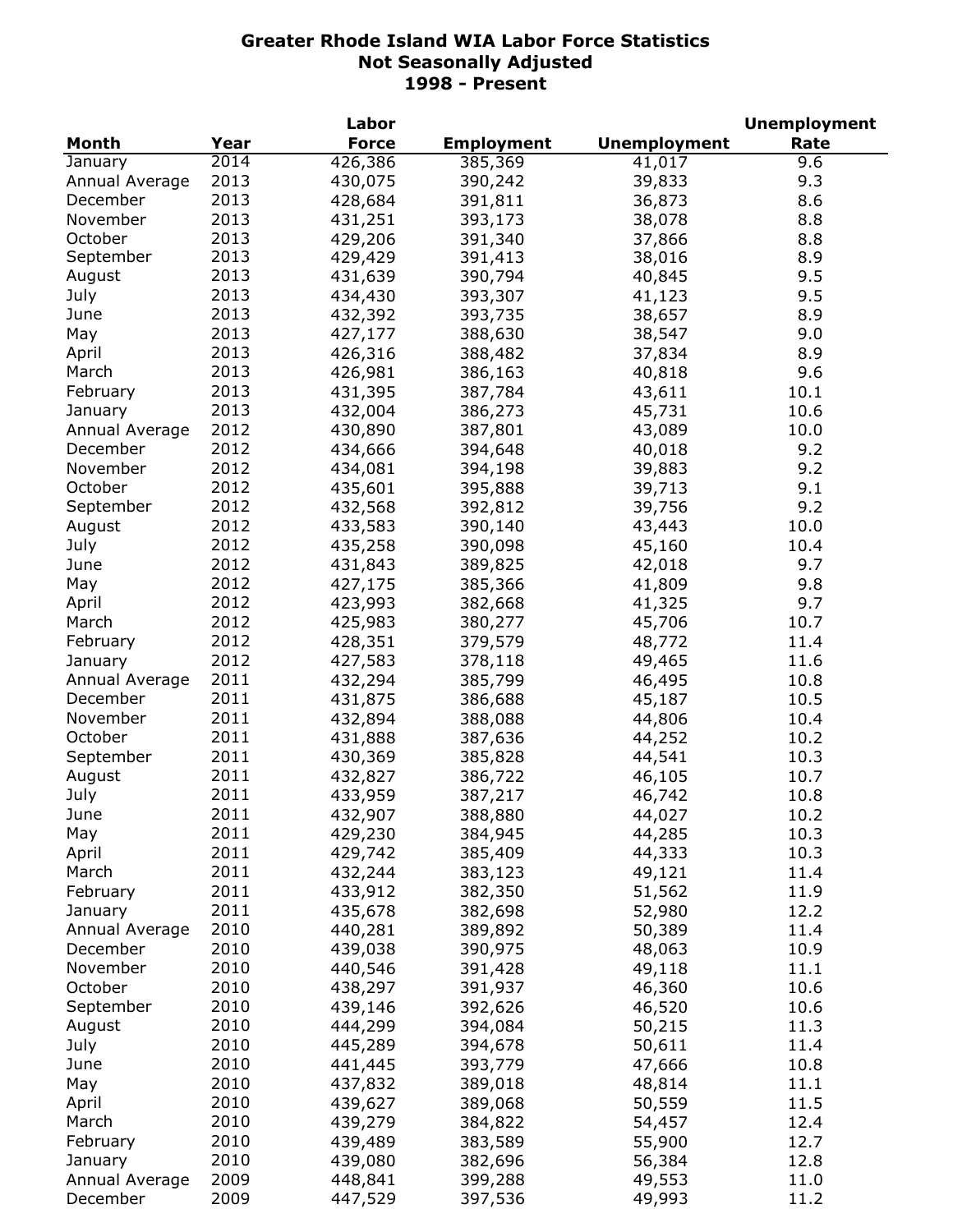# Greater Rhode Island WIA Labor Force Statistics
## Not Seasonally Adjusted
## 1998 - Present

| Month | Year | Labor Force | Employment | Unemployment | Unemployment Rate |
|---|---|---|---|---|---|
| January | 2014 | 426,386 | 385,369 | 41,017 | 9.6 |
| Annual Average | 2013 | 430,075 | 390,242 | 39,833 | 9.3 |
| December | 2013 | 428,684 | 391,811 | 36,873 | 8.6 |
| November | 2013 | 431,251 | 393,173 | 38,078 | 8.8 |
| October | 2013 | 429,206 | 391,340 | 37,866 | 8.8 |
| September | 2013 | 429,429 | 391,413 | 38,016 | 8.9 |
| August | 2013 | 431,639 | 390,794 | 40,845 | 9.5 |
| July | 2013 | 434,430 | 393,307 | 41,123 | 9.5 |
| June | 2013 | 432,392 | 393,735 | 38,657 | 8.9 |
| May | 2013 | 427,177 | 388,630 | 38,547 | 9.0 |
| April | 2013 | 426,316 | 388,482 | 37,834 | 8.9 |
| March | 2013 | 426,981 | 386,163 | 40,818 | 9.6 |
| February | 2013 | 431,395 | 387,784 | 43,611 | 10.1 |
| January | 2013 | 432,004 | 386,273 | 45,731 | 10.6 |
| Annual Average | 2012 | 430,890 | 387,801 | 43,089 | 10.0 |
| December | 2012 | 434,666 | 394,648 | 40,018 | 9.2 |
| November | 2012 | 434,081 | 394,198 | 39,883 | 9.2 |
| October | 2012 | 435,601 | 395,888 | 39,713 | 9.1 |
| September | 2012 | 432,568 | 392,812 | 39,756 | 9.2 |
| August | 2012 | 433,583 | 390,140 | 43,443 | 10.0 |
| July | 2012 | 435,258 | 390,098 | 45,160 | 10.4 |
| June | 2012 | 431,843 | 389,825 | 42,018 | 9.7 |
| May | 2012 | 427,175 | 385,366 | 41,809 | 9.8 |
| April | 2012 | 423,993 | 382,668 | 41,325 | 9.7 |
| March | 2012 | 425,983 | 380,277 | 45,706 | 10.7 |
| February | 2012 | 428,351 | 379,579 | 48,772 | 11.4 |
| January | 2012 | 427,583 | 378,118 | 49,465 | 11.6 |
| Annual Average | 2011 | 432,294 | 385,799 | 46,495 | 10.8 |
| December | 2011 | 431,875 | 386,688 | 45,187 | 10.5 |
| November | 2011 | 432,894 | 388,088 | 44,806 | 10.4 |
| October | 2011 | 431,888 | 387,636 | 44,252 | 10.2 |
| September | 2011 | 430,369 | 385,828 | 44,541 | 10.3 |
| August | 2011 | 432,827 | 386,722 | 46,105 | 10.7 |
| July | 2011 | 433,959 | 387,217 | 46,742 | 10.8 |
| June | 2011 | 432,907 | 388,880 | 44,027 | 10.2 |
| May | 2011 | 429,230 | 384,945 | 44,285 | 10.3 |
| April | 2011 | 429,742 | 385,409 | 44,333 | 10.3 |
| March | 2011 | 432,244 | 383,123 | 49,121 | 11.4 |
| February | 2011 | 433,912 | 382,350 | 51,562 | 11.9 |
| January | 2011 | 435,678 | 382,698 | 52,980 | 12.2 |
| Annual Average | 2010 | 440,281 | 389,892 | 50,389 | 11.4 |
| December | 2010 | 439,038 | 390,975 | 48,063 | 10.9 |
| November | 2010 | 440,546 | 391,428 | 49,118 | 11.1 |
| October | 2010 | 438,297 | 391,937 | 46,360 | 10.6 |
| September | 2010 | 439,146 | 392,626 | 46,520 | 10.6 |
| August | 2010 | 444,299 | 394,084 | 50,215 | 11.3 |
| July | 2010 | 445,289 | 394,678 | 50,611 | 11.4 |
| June | 2010 | 441,445 | 393,779 | 47,666 | 10.8 |
| May | 2010 | 437,832 | 389,018 | 48,814 | 11.1 |
| April | 2010 | 439,627 | 389,068 | 50,559 | 11.5 |
| March | 2010 | 439,279 | 384,822 | 54,457 | 12.4 |
| February | 2010 | 439,489 | 383,589 | 55,900 | 12.7 |
| January | 2010 | 439,080 | 382,696 | 56,384 | 12.8 |
| Annual Average | 2009 | 448,841 | 399,288 | 49,553 | 11.0 |
| December | 2009 | 447,529 | 397,536 | 49,993 | 11.2 |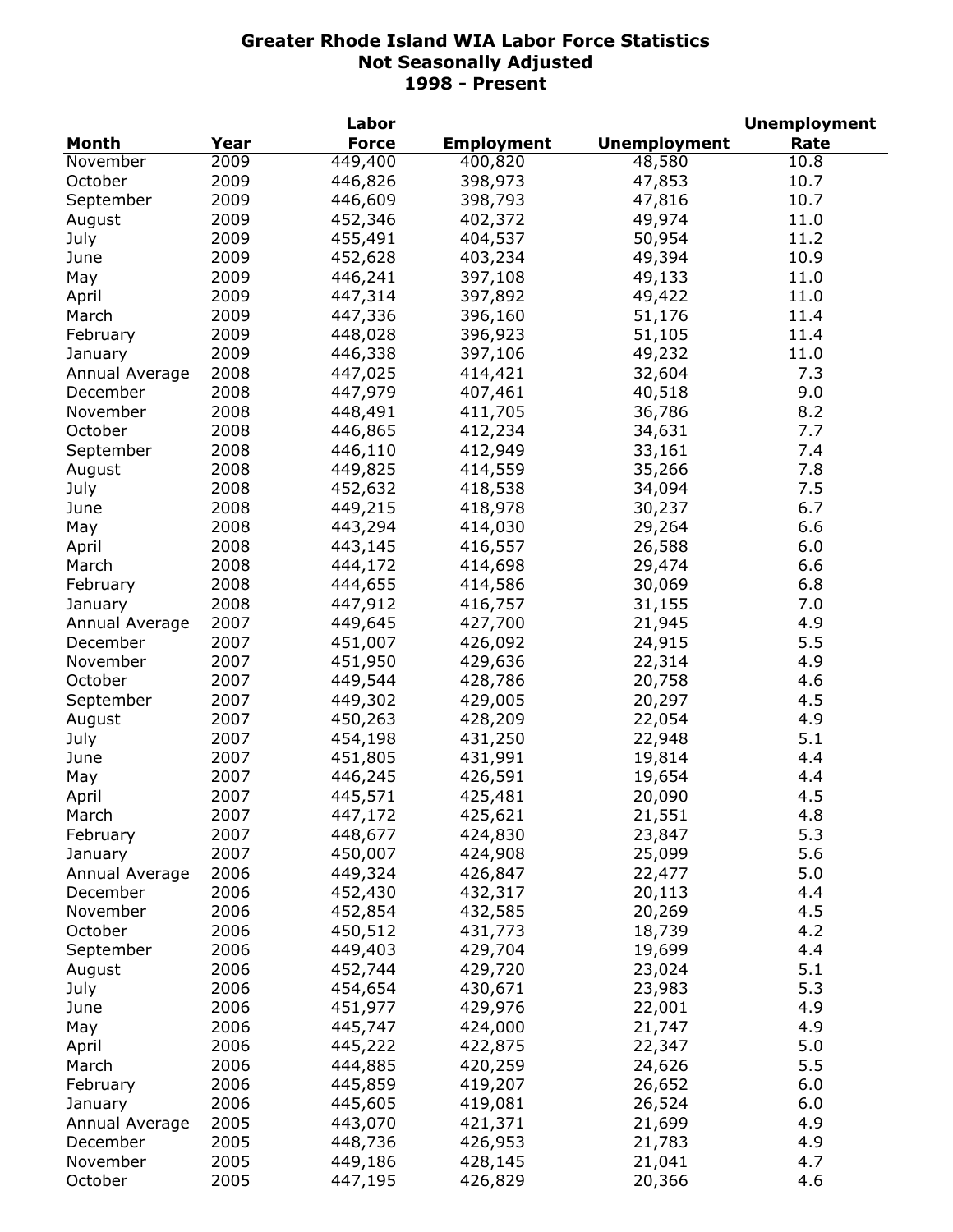# Greater Rhode Island WIA Labor Force Statistics
## Not Seasonally Adjusted
## 1998 - Present

| Month | Year | Labor Force | Employment | Unemployment | Unemployment Rate |
|---|---|---|---|---|---|
| November | 2009 | 449,400 | 400,820 | 48,580 | 10.8 |
| October | 2009 | 446,826 | 398,973 | 47,853 | 10.7 |
| September | 2009 | 446,609 | 398,793 | 47,816 | 10.7 |
| August | 2009 | 452,346 | 402,372 | 49,974 | 11.0 |
| July | 2009 | 455,491 | 404,537 | 50,954 | 11.2 |
| June | 2009 | 452,628 | 403,234 | 49,394 | 10.9 |
| May | 2009 | 446,241 | 397,108 | 49,133 | 11.0 |
| April | 2009 | 447,314 | 397,892 | 49,422 | 11.0 |
| March | 2009 | 447,336 | 396,160 | 51,176 | 11.4 |
| February | 2009 | 448,028 | 396,923 | 51,105 | 11.4 |
| January | 2009 | 446,338 | 397,106 | 49,232 | 11.0 |
| Annual Average | 2008 | 447,025 | 414,421 | 32,604 | 7.3 |
| December | 2008 | 447,979 | 407,461 | 40,518 | 9.0 |
| November | 2008 | 448,491 | 411,705 | 36,786 | 8.2 |
| October | 2008 | 446,865 | 412,234 | 34,631 | 7.7 |
| September | 2008 | 446,110 | 412,949 | 33,161 | 7.4 |
| August | 2008 | 449,825 | 414,559 | 35,266 | 7.8 |
| July | 2008 | 452,632 | 418,538 | 34,094 | 7.5 |
| June | 2008 | 449,215 | 418,978 | 30,237 | 6.7 |
| May | 2008 | 443,294 | 414,030 | 29,264 | 6.6 |
| April | 2008 | 443,145 | 416,557 | 26,588 | 6.0 |
| March | 2008 | 444,172 | 414,698 | 29,474 | 6.6 |
| February | 2008 | 444,655 | 414,586 | 30,069 | 6.8 |
| January | 2008 | 447,912 | 416,757 | 31,155 | 7.0 |
| Annual Average | 2007 | 449,645 | 427,700 | 21,945 | 4.9 |
| December | 2007 | 451,007 | 426,092 | 24,915 | 5.5 |
| November | 2007 | 451,950 | 429,636 | 22,314 | 4.9 |
| October | 2007 | 449,544 | 428,786 | 20,758 | 4.6 |
| September | 2007 | 449,302 | 429,005 | 20,297 | 4.5 |
| August | 2007 | 450,263 | 428,209 | 22,054 | 4.9 |
| July | 2007 | 454,198 | 431,250 | 22,948 | 5.1 |
| June | 2007 | 451,805 | 431,991 | 19,814 | 4.4 |
| May | 2007 | 446,245 | 426,591 | 19,654 | 4.4 |
| April | 2007 | 445,571 | 425,481 | 20,090 | 4.5 |
| March | 2007 | 447,172 | 425,621 | 21,551 | 4.8 |
| February | 2007 | 448,677 | 424,830 | 23,847 | 5.3 |
| January | 2007 | 450,007 | 424,908 | 25,099 | 5.6 |
| Annual Average | 2006 | 449,324 | 426,847 | 22,477 | 5.0 |
| December | 2006 | 452,430 | 432,317 | 20,113 | 4.4 |
| November | 2006 | 452,854 | 432,585 | 20,269 | 4.5 |
| October | 2006 | 450,512 | 431,773 | 18,739 | 4.2 |
| September | 2006 | 449,403 | 429,704 | 19,699 | 4.4 |
| August | 2006 | 452,744 | 429,720 | 23,024 | 5.1 |
| July | 2006 | 454,654 | 430,671 | 23,983 | 5.3 |
| June | 2006 | 451,977 | 429,976 | 22,001 | 4.9 |
| May | 2006 | 445,747 | 424,000 | 21,747 | 4.9 |
| April | 2006 | 445,222 | 422,875 | 22,347 | 5.0 |
| March | 2006 | 444,885 | 420,259 | 24,626 | 5.5 |
| February | 2006 | 445,859 | 419,207 | 26,652 | 6.0 |
| January | 2006 | 445,605 | 419,081 | 26,524 | 6.0 |
| Annual Average | 2005 | 443,070 | 421,371 | 21,699 | 4.9 |
| December | 2005 | 448,736 | 426,953 | 21,783 | 4.9 |
| November | 2005 | 449,186 | 428,145 | 21,041 | 4.7 |
| October | 2005 | 447,195 | 426,829 | 20,366 | 4.6 |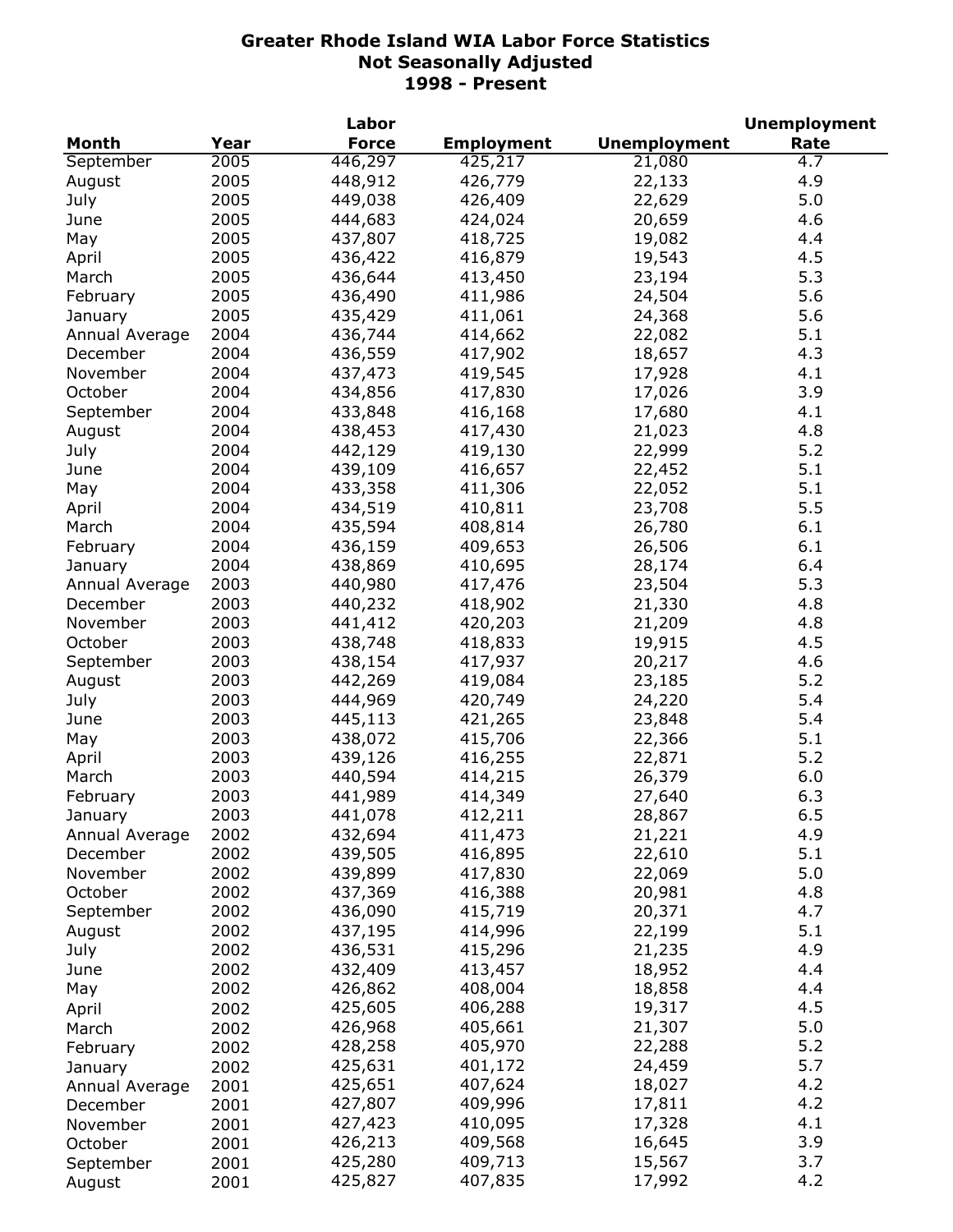# Greater Rhode Island WIA Labor Force Statistics
## Not Seasonally Adjusted
## 1998 - Present

| Month | Year | Labor Force | Employment | Unemployment | Unemployment Rate |
|---|---|---|---|---|---|
| September | 2005 | 446,297 | 425,217 | 21,080 | 4.7 |
| August | 2005 | 448,912 | 426,779 | 22,133 | 4.9 |
| July | 2005 | 449,038 | 426,409 | 22,629 | 5.0 |
| June | 2005 | 444,683 | 424,024 | 20,659 | 4.6 |
| May | 2005 | 437,807 | 418,725 | 19,082 | 4.4 |
| April | 2005 | 436,422 | 416,879 | 19,543 | 4.5 |
| March | 2005 | 436,644 | 413,450 | 23,194 | 5.3 |
| February | 2005 | 436,490 | 411,986 | 24,504 | 5.6 |
| January | 2005 | 435,429 | 411,061 | 24,368 | 5.6 |
| Annual Average | 2004 | 436,744 | 414,662 | 22,082 | 5.1 |
| December | 2004 | 436,559 | 417,902 | 18,657 | 4.3 |
| November | 2004 | 437,473 | 419,545 | 17,928 | 4.1 |
| October | 2004 | 434,856 | 417,830 | 17,026 | 3.9 |
| September | 2004 | 433,848 | 416,168 | 17,680 | 4.1 |
| August | 2004 | 438,453 | 417,430 | 21,023 | 4.8 |
| July | 2004 | 442,129 | 419,130 | 22,999 | 5.2 |
| June | 2004 | 439,109 | 416,657 | 22,452 | 5.1 |
| May | 2004 | 433,358 | 411,306 | 22,052 | 5.1 |
| April | 2004 | 434,519 | 410,811 | 23,708 | 5.5 |
| March | 2004 | 435,594 | 408,814 | 26,780 | 6.1 |
| February | 2004 | 436,159 | 409,653 | 26,506 | 6.1 |
| January | 2004 | 438,869 | 410,695 | 28,174 | 6.4 |
| Annual Average | 2003 | 440,980 | 417,476 | 23,504 | 5.3 |
| December | 2003 | 440,232 | 418,902 | 21,330 | 4.8 |
| November | 2003 | 441,412 | 420,203 | 21,209 | 4.8 |
| October | 2003 | 438,748 | 418,833 | 19,915 | 4.5 |
| September | 2003 | 438,154 | 417,937 | 20,217 | 4.6 |
| August | 2003 | 442,269 | 419,084 | 23,185 | 5.2 |
| July | 2003 | 444,969 | 420,749 | 24,220 | 5.4 |
| June | 2003 | 445,113 | 421,265 | 23,848 | 5.4 |
| May | 2003 | 438,072 | 415,706 | 22,366 | 5.1 |
| April | 2003 | 439,126 | 416,255 | 22,871 | 5.2 |
| March | 2003 | 440,594 | 414,215 | 26,379 | 6.0 |
| February | 2003 | 441,989 | 414,349 | 27,640 | 6.3 |
| January | 2003 | 441,078 | 412,211 | 28,867 | 6.5 |
| Annual Average | 2002 | 432,694 | 411,473 | 21,221 | 4.9 |
| December | 2002 | 439,505 | 416,895 | 22,610 | 5.1 |
| November | 2002 | 439,899 | 417,830 | 22,069 | 5.0 |
| October | 2002 | 437,369 | 416,388 | 20,981 | 4.8 |
| September | 2002 | 436,090 | 415,719 | 20,371 | 4.7 |
| August | 2002 | 437,195 | 414,996 | 22,199 | 5.1 |
| July | 2002 | 436,531 | 415,296 | 21,235 | 4.9 |
| June | 2002 | 432,409 | 413,457 | 18,952 | 4.4 |
| May | 2002 | 426,862 | 408,004 | 18,858 | 4.4 |
| April | 2002 | 425,605 | 406,288 | 19,317 | 4.5 |
| March | 2002 | 426,968 | 405,661 | 21,307 | 5.0 |
| February | 2002 | 428,258 | 405,970 | 22,288 | 5.2 |
| January | 2002 | 425,631 | 401,172 | 24,459 | 5.7 |
| Annual Average | 2001 | 425,651 | 407,624 | 18,027 | 4.2 |
| December | 2001 | 427,807 | 409,996 | 17,811 | 4.2 |
| November | 2001 | 427,423 | 410,095 | 17,328 | 4.1 |
| October | 2001 | 426,213 | 409,568 | 16,645 | 3.9 |
| September | 2001 | 425,280 | 409,713 | 15,567 | 3.7 |
| August | 2001 | 425,827 | 407,835 | 17,992 | 4.2 |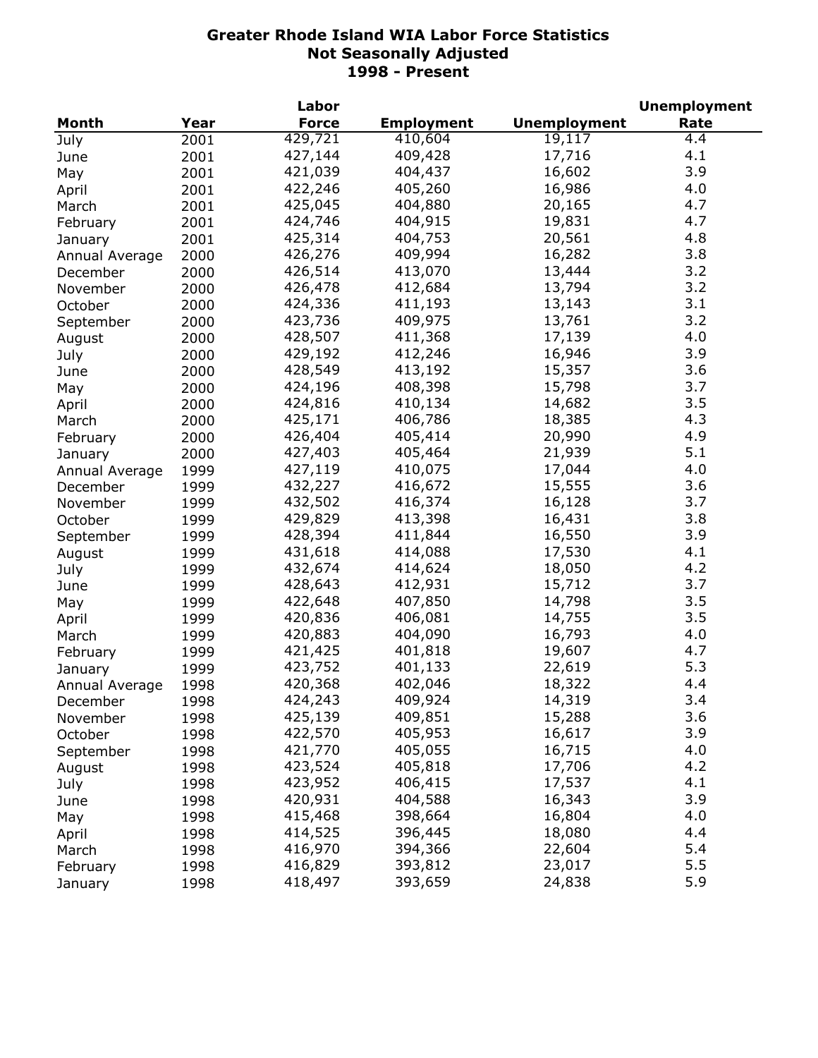# Greater Rhode Island WIA Labor Force Statistics
## Not Seasonally Adjusted
## 1998 - Present

| Month | Year | Labor Force | Employment | Unemployment | Unemployment Rate |
|---|---|---|---|---|---|
| July | 2001 | 429,721 | 410,604 | 19,117 | 4.4 |
| June | 2001 | 427,144 | 409,428 | 17,716 | 4.1 |
| May | 2001 | 421,039 | 404,437 | 16,602 | 3.9 |
| April | 2001 | 422,246 | 405,260 | 16,986 | 4.0 |
| March | 2001 | 425,045 | 404,880 | 20,165 | 4.7 |
| February | 2001 | 424,746 | 404,915 | 19,831 | 4.7 |
| January | 2001 | 425,314 | 404,753 | 20,561 | 4.8 |
| Annual Average | 2000 | 426,276 | 409,994 | 16,282 | 3.8 |
| December | 2000 | 426,514 | 413,070 | 13,444 | 3.2 |
| November | 2000 | 426,478 | 412,684 | 13,794 | 3.2 |
| October | 2000 | 424,336 | 411,193 | 13,143 | 3.1 |
| September | 2000 | 423,736 | 409,975 | 13,761 | 3.2 |
| August | 2000 | 428,507 | 411,368 | 17,139 | 4.0 |
| July | 2000 | 429,192 | 412,246 | 16,946 | 3.9 |
| June | 2000 | 428,549 | 413,192 | 15,357 | 3.6 |
| May | 2000 | 424,196 | 408,398 | 15,798 | 3.7 |
| April | 2000 | 424,816 | 410,134 | 14,682 | 3.5 |
| March | 2000 | 425,171 | 406,786 | 18,385 | 4.3 |
| February | 2000 | 426,404 | 405,414 | 20,990 | 4.9 |
| January | 2000 | 427,403 | 405,464 | 21,939 | 5.1 |
| Annual Average | 1999 | 427,119 | 410,075 | 17,044 | 4.0 |
| December | 1999 | 432,227 | 416,672 | 15,555 | 3.6 |
| November | 1999 | 432,502 | 416,374 | 16,128 | 3.7 |
| October | 1999 | 429,829 | 413,398 | 16,431 | 3.8 |
| September | 1999 | 428,394 | 411,844 | 16,550 | 3.9 |
| August | 1999 | 431,618 | 414,088 | 17,530 | 4.1 |
| July | 1999 | 432,674 | 414,624 | 18,050 | 4.2 |
| June | 1999 | 428,643 | 412,931 | 15,712 | 3.7 |
| May | 1999 | 422,648 | 407,850 | 14,798 | 3.5 |
| April | 1999 | 420,836 | 406,081 | 14,755 | 3.5 |
| March | 1999 | 420,883 | 404,090 | 16,793 | 4.0 |
| February | 1999 | 421,425 | 401,818 | 19,607 | 4.7 |
| January | 1999 | 423,752 | 401,133 | 22,619 | 5.3 |
| Annual Average | 1998 | 420,368 | 402,046 | 18,322 | 4.4 |
| December | 1998 | 424,243 | 409,924 | 14,319 | 3.4 |
| November | 1998 | 425,139 | 409,851 | 15,288 | 3.6 |
| October | 1998 | 422,570 | 405,953 | 16,617 | 3.9 |
| September | 1998 | 421,770 | 405,055 | 16,715 | 4.0 |
| August | 1998 | 423,524 | 405,818 | 17,706 | 4.2 |
| July | 1998 | 423,952 | 406,415 | 17,537 | 4.1 |
| June | 1998 | 420,931 | 404,588 | 16,343 | 3.9 |
| May | 1998 | 415,468 | 398,664 | 16,804 | 4.0 |
| April | 1998 | 414,525 | 396,445 | 18,080 | 4.4 |
| March | 1998 | 416,970 | 394,366 | 22,604 | 5.4 |
| February | 1998 | 416,829 | 393,812 | 23,017 | 5.5 |
| January | 1998 | 418,497 | 393,659 | 24,838 | 5.9 |